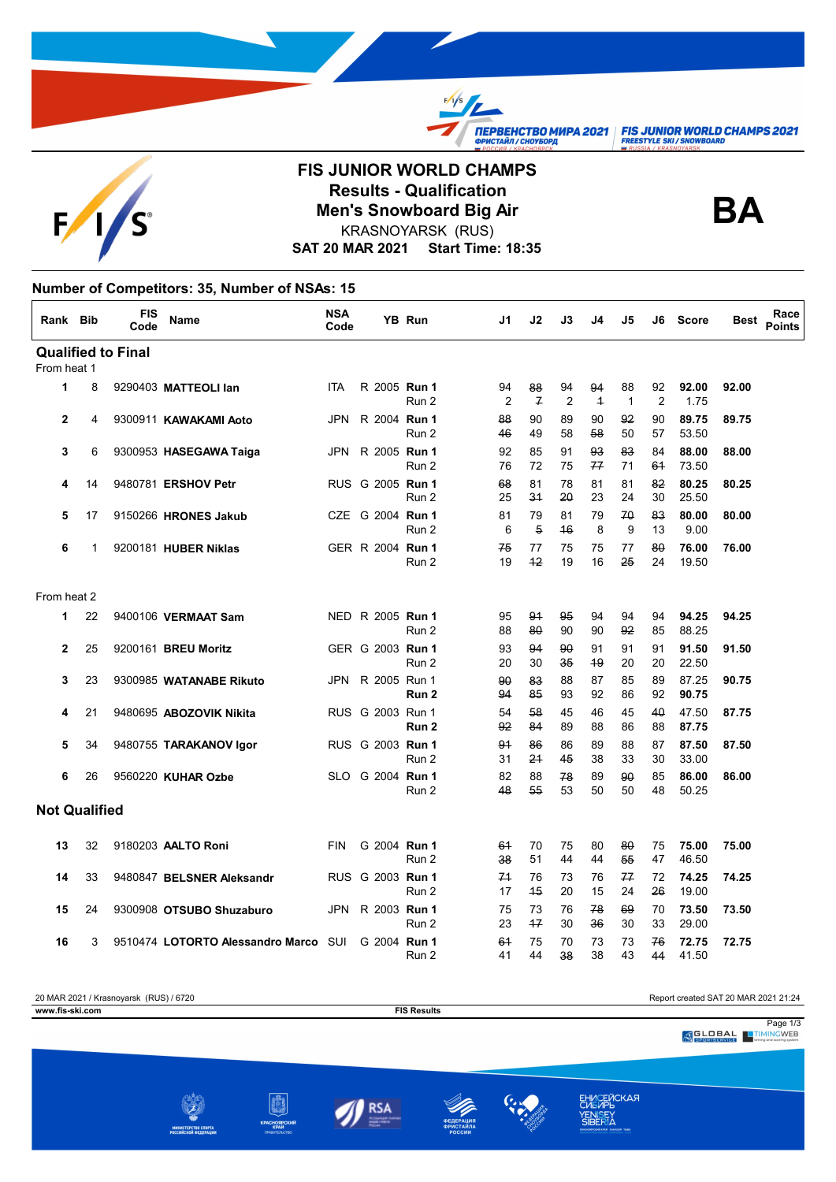# FIS JUNIOR WORLD CHAMPS

## Results - Qualification

## Men's Snowboard Big Air

KRASNOYARSK (RUS)

**SAT 20 MAR 2021 Start Time: 18:35**

**BA**

### Number of Competitors: 35, Number of NSAs: 15

| Rank | Bib | FIS Code | Name | NSA Code | YB | Run | J1 | J2 | J3 | J4 | J5 | J6 | Score | Best | Race Points |
|---|---|---|---|---|---|---|---|---|---|---|---|---|---|---|---|
| **Qualified to Final** | | | | | | | | | | | | | | | |
| From heat 1 | | | | | | | | | | | | | | | |
| 1 | 8 | 9290403 | **MATTEOLI Ian** | ITA | R 2005 | **Run 1** | 94 | ~~88~~ | 94 | ~~94~~ | 88 | 92 | **92.00** | **92.00** | |
| | | | | | | Run 2 | 2 | ~~7~~ | 2 | ~~1~~ | 1 | 2 | 1.75 | | |
| 2 | 4 | 9300911 | **KAWAKAMI Aoto** | JPN | R 2004 | **Run 1** | ~~88~~ | 90 | 89 | 90 | ~~92~~ | 90 | **89.75** | **89.75** | |
| | | | | | | Run 2 | ~~46~~ | 49 | 58 | ~~58~~ | 50 | 57 | 53.50 | | |
| 3 | 6 | 9300953 | **HASEGAWA Taiga** | JPN | R 2005 | **Run 1** | 92 | 85 | 91 | ~~93~~ | ~~83~~ | 84 | **88.00** | **88.00** | |
| | | | | | | Run 2 | 76 | 72 | 75 | ~~77~~ | 71 | ~~61~~ | 73.50 | | |
| 4 | 14 | 9480781 | **ERSHOV Petr** | RUS | G 2005 | **Run 1** | ~~68~~ | 81 | 78 | 81 | 81 | ~~82~~ | **80.25** | **80.25** | |
| | | | | | | Run 2 | 25 | ~~31~~ | ~~20~~ | 23 | 24 | 30 | 25.50 | | |
| 5 | 17 | 9150266 | **HRONES Jakub** | CZE | G 2004 | **Run 1** | 81 | 79 | 81 | 79 | ~~70~~ | ~~83~~ | **80.00** | **80.00** | |
| | | | | | | Run 2 | 6 | ~~5~~ | ~~16~~ | 8 | 9 | 13 | 9.00 | | |
| 6 | 1 | 9200181 | **HUBER Niklas** | GER | R 2004 | **Run 1** | ~~75~~ | 77 | 75 | 75 | 77 | ~~80~~ | **76.00** | **76.00** | |
| | | | | | | Run 2 | 19 | ~~12~~ | 19 | 16 | ~~25~~ | 24 | 19.50 | | |
| From heat 2 | | | | | | | | | | | | | | | |
| 1 | 22 | 9400106 | **VERMAAT Sam** | NED | R 2005 | **Run 1** | 95 | ~~91~~ | ~~95~~ | 94 | 94 | 94 | **94.25** | **94.25** | |
| | | | | | | Run 2 | 88 | ~~80~~ | 90 | 90 | ~~92~~ | 85 | 88.25 | | |
| 2 | 25 | 9200161 | **BREU Moritz** | GER | G 2003 | **Run 1** | 93 | ~~94~~ | ~~90~~ | 91 | 91 | 91 | **91.50** | **91.50** | |
| | | | | | | Run 2 | 20 | 30 | ~~35~~ | ~~19~~ | 20 | 20 | 22.50 | | |
| 3 | 23 | 9300985 | **WATANABE Rikuto** | JPN | R 2005 | Run 1 | ~~90~~ | ~~83~~ | 88 | 87 | 85 | 89 | 87.25 | **90.75** | |
| | | | | | | **Run 2** | ~~94~~ | ~~85~~ | 93 | 92 | 86 | 92 | **90.75** | | |
| 4 | 21 | 9480695 | **ABOZOVIK Nikita** | RUS | G 2003 | Run 1 | 54 | ~~58~~ | 45 | 46 | 45 | ~~40~~ | 47.50 | **87.75** | |
| | | | | | | **Run 2** | ~~92~~ | ~~84~~ | 89 | 88 | 86 | 88 | **87.75** | | |
| 5 | 34 | 9480755 | **TARAKANOV Igor** | RUS | G 2003 | **Run 1** | ~~91~~ | ~~86~~ | 86 | 89 | 88 | 87 | **87.50** | **87.50** | |
| | | | | | | Run 2 | 31 | ~~21~~ | ~~45~~ | 38 | 33 | 30 | 33.00 | | |
| 6 | 26 | 9560220 | **KUHAR Ozbe** | SLO | G 2004 | **Run 1** | 82 | 88 | ~~78~~ | 89 | ~~90~~ | 85 | **86.00** | **86.00** | |
| | | | | | | Run 2 | ~~48~~ | ~~55~~ | 53 | 50 | 50 | 48 | 50.25 | | |
| **Not Qualified** | | | | | | | | | | | | | | | |
| 13 | 32 | 9180203 | **AALTO Roni** | FIN | G 2004 | **Run 1** | ~~61~~ | 70 | 75 | 80 | ~~80~~ | 75 | **75.00** | **75.00** | |
| | | | | | | Run 2 | ~~38~~ | 51 | 44 | 44 | ~~55~~ | 47 | 46.50 | | |
| 14 | 33 | 9480847 | **BELSNER Aleksandr** | RUS | G 2003 | **Run 1** | ~~71~~ | 76 | 73 | 76 | ~~77~~ | 72 | **74.25** | **74.25** | |
| | | | | | | Run 2 | 17 | ~~15~~ | 20 | 15 | 24 | ~~26~~ | 19.00 | | |
| 15 | 24 | 9300908 | **OTSUBO Shuzaburo** | JPN | R 2003 | **Run 1** | 75 | 73 | 76 | ~~78~~ | ~~69~~ | 70 | **73.50** | **73.50** | |
| | | | | | | Run 2 | 23 | ~~17~~ | 30 | ~~36~~ | 30 | 33 | 29.00 | | |
| 16 | 3 | 9510474 | **LOTORTO Alessandro Marco** | SUI | G 2004 | **Run 1** | ~~61~~ | 75 | 70 | 73 | 73 | ~~76~~ | **72.75** | **72.75** | |
| | | | | | | Run 2 | 41 | 44 | ~~38~~ | 38 | 43 | ~~44~~ | 41.50 | | |

20 MAR 2021 / Krasnoyarsk (RUS) / 6720 — Report created SAT 20 MAR 2021 21:24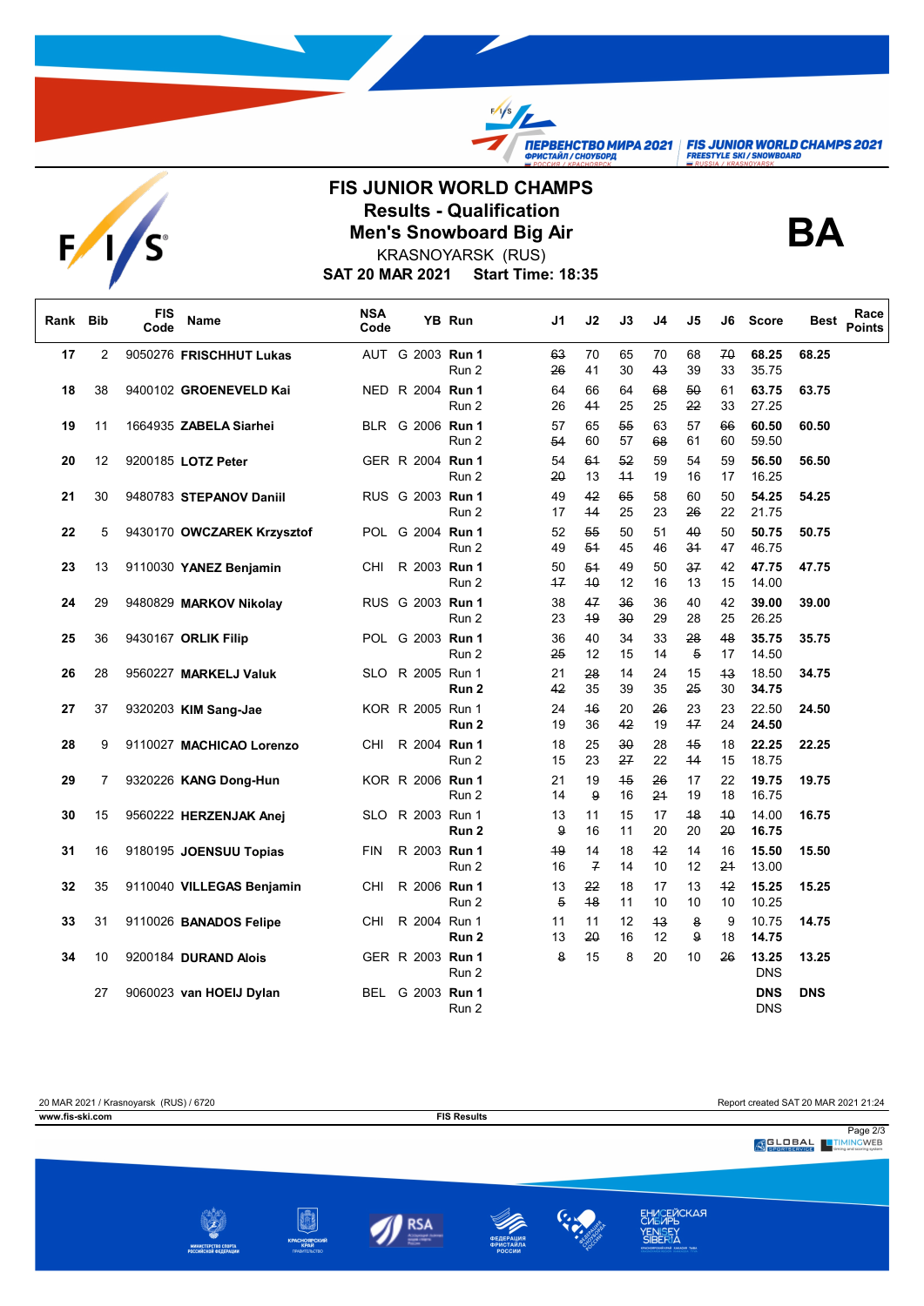# FIS JUNIOR WORLD CHAMPS

## Results - Qualification

## Men's Snowboard Big Air

KRASNOYARSK (RUS)

**SAT 20 MAR 2021** **Start Time: 18:35**

**BA**

| Rank | Bib | FIS Code | Name | NSA Code | YB | Run | J1 | J2 | J3 | J4 | J5 | J6 | Score | Best | Race Points |
|---|---|---|---|---|---|---|---|---|---|---|---|---|---|---|---|
| **17** | 2 | 9050276 | **FRISCHHUT Lukas** | AUT | G 2003 | **Run 1** | ~~63~~ | 70 | 65 | 70 | 68 | ~~70~~ | **68.25** | **68.25** | |
| | | | | | | Run 2 | ~~26~~ | 41 | 30 | ~~43~~ | 39 | 33 | 35.75 | | |
| **18** | 38 | 9400102 | **GROENEVELD Kai** | NED | R 2004 | **Run 1** | 64 | 66 | 64 | ~~68~~ | ~~50~~ | 61 | **63.75** | **63.75** | |
| | | | | | | Run 2 | 26 | ~~41~~ | 25 | 25 | ~~22~~ | 33 | 27.25 | | |
| **19** | 11 | 1664935 | **ZABELA Siarhei** | BLR | G 2006 | **Run 1** | 57 | 65 | ~~55~~ | 63 | 57 | ~~66~~ | **60.50** | **60.50** | |
| | | | | | | Run 2 | ~~54~~ | 60 | 57 | ~~68~~ | 61 | 60 | 59.50 | | |
| **20** | 12 | 9200185 | **LOTZ Peter** | GER | R 2004 | **Run 1** | 54 | ~~61~~ | ~~52~~ | 59 | 54 | 59 | **56.50** | **56.50** | |
| | | | | | | Run 2 | ~~20~~ | 13 | ~~11~~ | 19 | 16 | 17 | 16.25 | | |
| **21** | 30 | 9480783 | **STEPANOV Daniil** | RUS | G 2003 | **Run 1** | 49 | ~~42~~ | ~~65~~ | 58 | 60 | 50 | **54.25** | **54.25** | |
| | | | | | | Run 2 | 17 | ~~14~~ | 25 | 23 | ~~26~~ | 22 | 21.75 | | |
| **22** | 5 | 9430170 | **OWCZAREK Krzysztof** | POL | G 2004 | **Run 1** | 52 | ~~55~~ | 50 | 51 | ~~40~~ | 50 | **50.75** | **50.75** | |
| | | | | | | Run 2 | 49 | ~~51~~ | 45 | 46 | ~~31~~ | 47 | 46.75 | | |
| **23** | 13 | 9110030 | **YANEZ Benjamin** | CHI | R 2003 | **Run 1** | 50 | ~~51~~ | 49 | 50 | ~~37~~ | 42 | **47.75** | **47.75** | |
| | | | | | | Run 2 | ~~17~~ | ~~10~~ | 12 | 16 | 13 | 15 | 14.00 | | |
| **24** | 29 | 9480829 | **MARKOV Nikolay** | RUS | G 2003 | **Run 1** | 38 | ~~47~~ | ~~36~~ | 36 | 40 | 42 | **39.00** | **39.00** | |
| | | | | | | Run 2 | 23 | ~~19~~ | ~~30~~ | 29 | 28 | 25 | 26.25 | | |
| **25** | 36 | 9430167 | **ORLIK Filip** | POL | G 2003 | **Run 1** | 36 | 40 | 34 | 33 | ~~28~~ | ~~48~~ | **35.75** | **35.75** | |
| | | | | | | Run 2 | ~~25~~ | 12 | 15 | 14 | ~~5~~ | 17 | 14.50 | | |
| **26** | 28 | 9560227 | **MARKELJ Valuk** | SLO | R 2005 | Run 1 | 21 | ~~28~~ | 14 | 24 | 15 | ~~13~~ | 18.50 | **34.75** | |
| | | | | | | **Run 2** | ~~42~~ | 35 | 39 | 35 | ~~25~~ | 30 | **34.75** | | |
| **27** | 37 | 9320203 | **KIM Sang-Jae** | KOR | R 2005 | Run 1 | 24 | ~~16~~ | 20 | ~~26~~ | 23 | 23 | 22.50 | **24.50** | |
| | | | | | | **Run 2** | 19 | 36 | ~~42~~ | 19 | ~~17~~ | 24 | **24.50** | | |
| **28** | 9 | 9110027 | **MACHICAO Lorenzo** | CHI | R 2004 | **Run 1** | 18 | 25 | ~~30~~ | 28 | ~~15~~ | 18 | **22.25** | **22.25** | |
| | | | | | | Run 2 | 15 | 23 | ~~27~~ | 22 | ~~14~~ | 15 | 18.75 | | |
| **29** | 7 | 9320226 | **KANG Dong-Hun** | KOR | R 2006 | **Run 1** | 21 | 19 | ~~15~~ | ~~26~~ | 17 | 22 | **19.75** | **19.75** | |
| | | | | | | Run 2 | 14 | ~~9~~ | 16 | ~~21~~ | 19 | 18 | 16.75 | | |
| **30** | 15 | 9560222 | **HERZENJAK Anej** | SLO | R 2003 | Run 1 | 13 | 11 | 15 | 17 | ~~18~~ | ~~10~~ | 14.00 | **16.75** | |
| | | | | | | **Run 2** | ~~9~~ | 16 | 11 | 20 | 20 | ~~20~~ | **16.75** | | |
| **31** | 16 | 9180195 | **JOENSUU Topias** | FIN | R 2003 | **Run 1** | ~~19~~ | 14 | 18 | ~~12~~ | 14 | 16 | **15.50** | **15.50** | |
| | | | | | | Run 2 | 16 | ~~7~~ | 14 | 10 | 12 | ~~21~~ | 13.00 | | |
| **32** | 35 | 9110040 | **VILLEGAS Benjamin** | CHI | R 2006 | **Run 1** | 13 | ~~22~~ | 18 | 17 | 13 | ~~12~~ | **15.25** | **15.25** | |
| | | | | | | Run 2 | ~~5~~ | ~~18~~ | 11 | 10 | 10 | 10 | 10.25 | | |
| **33** | 31 | 9110026 | **BANADOS Felipe** | CHI | R 2004 | Run 1 | 11 | 11 | 12 | ~~13~~ | ~~8~~ | 9 | 10.75 | **14.75** | |
| | | | | | | **Run 2** | 13 | ~~20~~ | 16 | 12 | ~~9~~ | 18 | **14.75** | | |
| **34** | 10 | 9200184 | **DURAND Alois** | GER | R 2003 | **Run 1** | ~~8~~ | 15 | 8 | 20 | 10 | ~~26~~ | **13.25** | **13.25** | |
| | | | | | | Run 2 | | | | | | | DNS | | |
| | 27 | 9060023 | **van HOEIJ Dylan** | BEL | G 2003 | **Run 1** | | | | | | | **DNS** | **DNS** | |
| | | | | | | Run 2 | | | | | | | DNS | | |

20 MAR 2021 / Krasnoyarsk (RUS) / 6720

Report created SAT 20 MAR 2021 21:24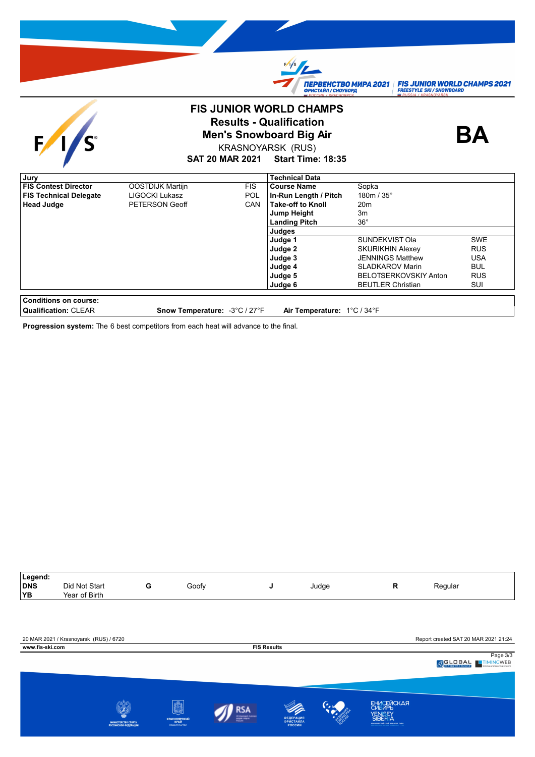# FIS JUNIOR WORLD CHAMPS

## Results - Qualification

## Men's Snowboard Big Air

KRASNOYARSK (RUS)

**SAT 20 MAR 2021 Start Time: 18:35**

**BA**

| Jury | | |
|---|---|---|
| **FIS Contest Director** | OOSTDIJK Martijn | FIS |
| **FIS Technical Delegate** | LIGOCKI Lukasz | POL |
| **Head Judge** | PETERSON Geoff | CAN |

| Technical Data | | |
|---|---|---|
| **Course Name** | Sopka | |
| **In-Run Length / Pitch** | 180m / 35° | |
| **Take-off to Knoll** | 20m | |
| **Jump Height** | 3m | |
| **Landing Pitch** | 36° | |
| **Judges** | | |
| **Judge 1** | SUNDEKVIST Ola | SWE |
| **Judge 2** | SKURIKHIN Alexey | RUS |
| **Judge 3** | JENNINGS Matthew | USA |
| **Judge 4** | SLADKAROV Marin | BUL |
| **Judge 5** | BELOTSERKOVSKIY Anton | RUS |
| **Judge 6** | BEUTLER Christian | SUI |

**Conditions on course:**
**Qualification:** CLEAR **Snow Temperature:** -3°C / 27°F **Air Temperature:** 1°C / 34°F

**Progression system:** The 6 best competitors from each heat will advance to the final.

| Legend: | | | | | | | |
|---|---|---|---|---|---|---|---|
| **DNS** | Did Not Start | **G** | Goofy | **J** | Judge | **R** | Regular |
| **YB** | Year of Birth | | | | | | |

20 MAR 2021 / Krasnoyarsk (RUS) / 6720 — Report created SAT 20 MAR 2021 21:24

www.fis-ski.com — FIS Results